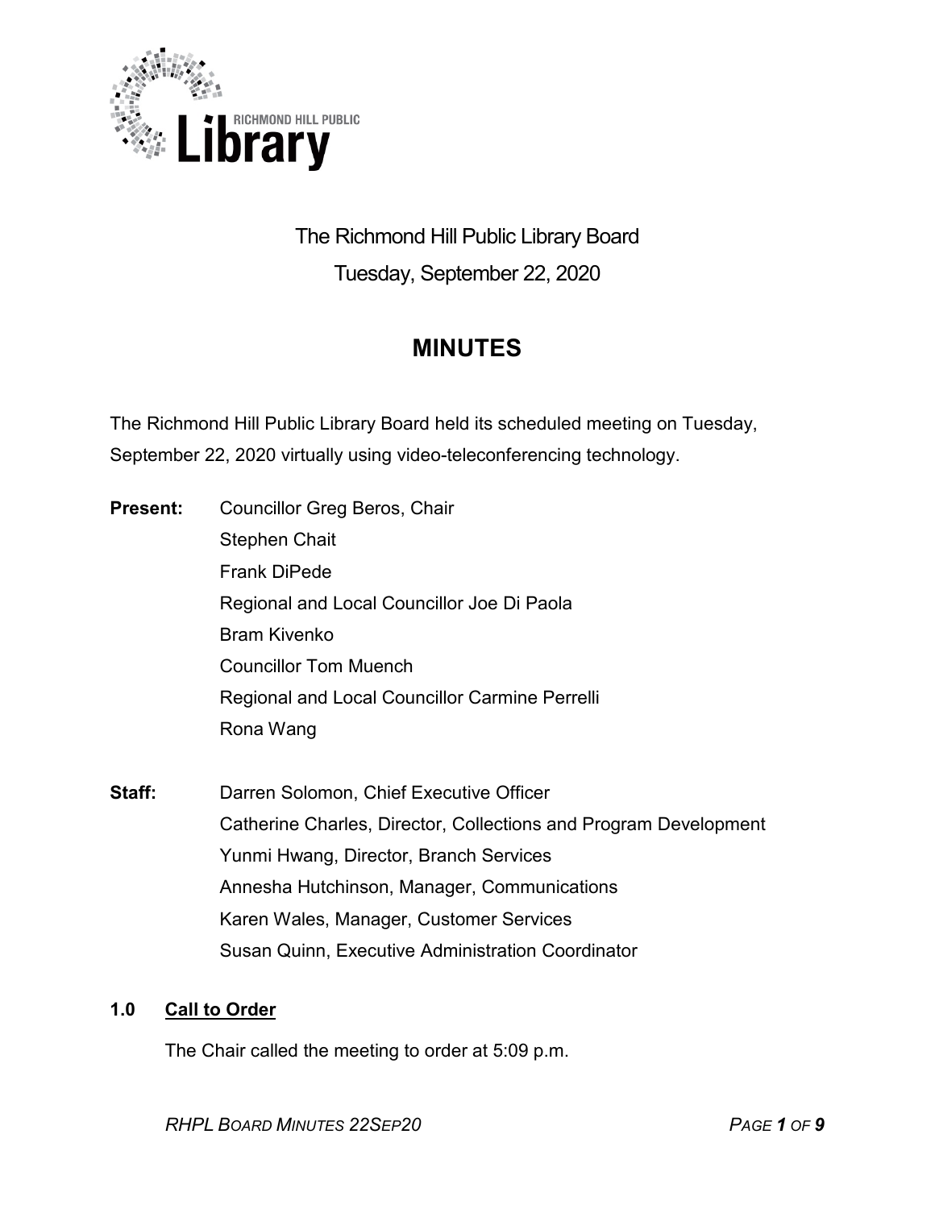The Richmond Hill Public Library Board

Tuesday, September 22, 2020

# MINUTES

The Richmond Hill Public Library Board held its scheduled meeting on Tuesday, September 22, 2020 virtually using video-teleconferencing technology.

**Present:** Councillor Greg Beros, Chair
Stephen Chait
Frank DiPede
Regional and Local Councillor Joe Di Paola
Bram Kivenko
Councillor Tom Muench
Regional and Local Councillor Carmine Perrelli
Rona Wang

**Staff:** Darren Solomon, Chief Executive Officer
Catherine Charles, Director, Collections and Program Development
Yunmi Hwang, Director, Branch Services
Annesha Hutchinson, Manager, Communications
Karen Wales, Manager, Customer Services
Susan Quinn, Executive Administration Coordinator

## 1.0 Call to Order

The Chair called the meeting to order at 5:09 p.m.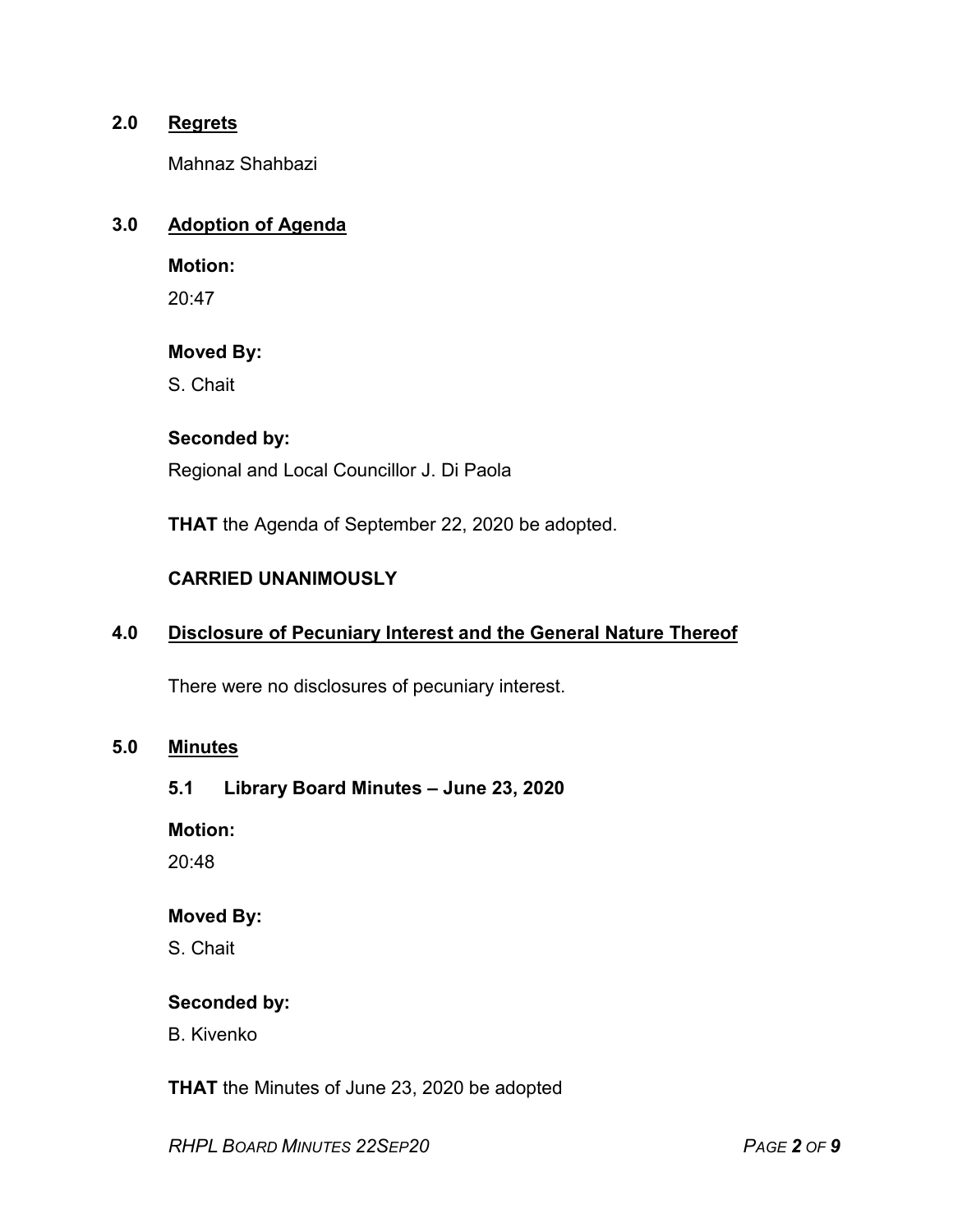## 2.0 Regrets

Mahnaz Shahbazi

## 3.0 Adoption of Agenda

**Motion:**

20:47

**Moved By:**

S. Chait

**Seconded by:**

Regional and Local Councillor J. Di Paola

**THAT** the Agenda of September 22, 2020 be adopted.

**CARRIED UNANIMOUSLY**

## 4.0 Disclosure of Pecuniary Interest and the General Nature Thereof

There were no disclosures of pecuniary interest.

## 5.0 Minutes

### 5.1 Library Board Minutes – June 23, 2020

**Motion:**

20:48

**Moved By:**

S. Chait

**Seconded by:**

B. Kivenko

**THAT** the Minutes of June 23, 2020 be adopted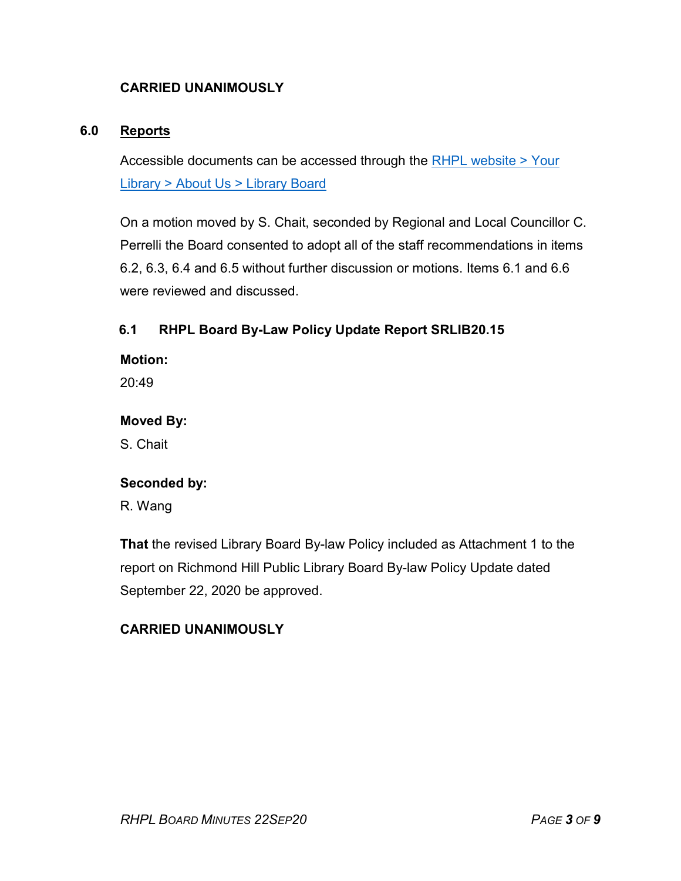**CARRIED UNANIMOUSLY**

## 6.0 Reports

Accessible documents can be accessed through the [RHPL website > Your Library > About Us > Library Board]

On a motion moved by S. Chait, seconded by Regional and Local Councillor C. Perrelli the Board consented to adopt all of the staff recommendations in items 6.2, 6.3, 6.4 and 6.5 without further discussion or motions. Items 6.1 and 6.6 were reviewed and discussed.

### 6.1 RHPL Board By-Law Policy Update Report SRLIB20.15

**Motion:**
20:49

**Moved By:**
S. Chait

**Seconded by:**
R. Wang

**That** the revised Library Board By-law Policy included as Attachment 1 to the report on Richmond Hill Public Library Board By-law Policy Update dated September 22, 2020 be approved.

**CARRIED UNANIMOUSLY**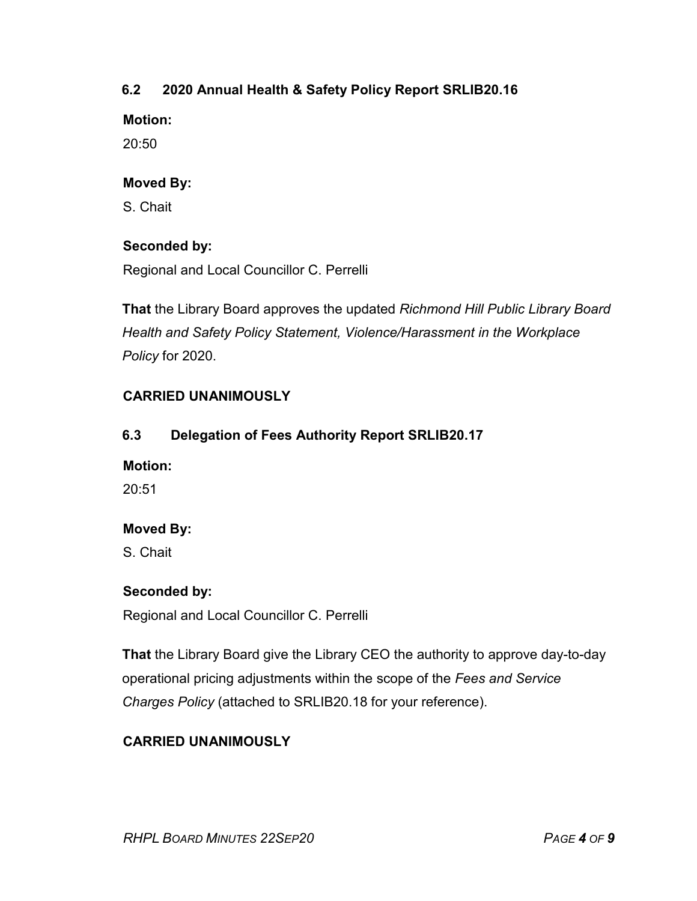### 6.2 2020 Annual Health & Safety Policy Report SRLIB20.16

**Motion:**

20:50

**Moved By:**

S. Chait

**Seconded by:**

Regional and Local Councillor C. Perrelli

**That** the Library Board approves the updated *Richmond Hill Public Library Board Health and Safety Policy Statement, Violence/Harassment in the Workplace Policy* for 2020.

**CARRIED UNANIMOUSLY**

### 6.3 Delegation of Fees Authority Report SRLIB20.17

**Motion:**

20:51

**Moved By:**

S. Chait

**Seconded by:**

Regional and Local Councillor C. Perrelli

**That** the Library Board give the Library CEO the authority to approve day-to-day operational pricing adjustments within the scope of the *Fees and Service Charges Policy* (attached to SRLIB20.18 for your reference).

**CARRIED UNANIMOUSLY**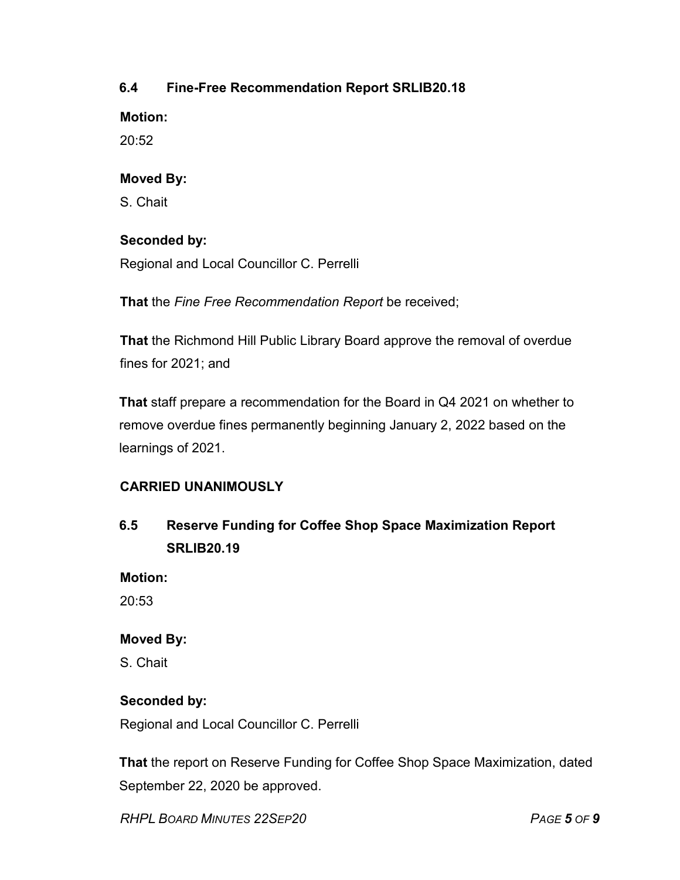### 6.4 Fine-Free Recommendation Report SRLIB20.18

**Motion:**

20:52

**Moved By:**

S. Chait

**Seconded by:**

Regional and Local Councillor C. Perrelli

**That** the *Fine Free Recommendation Report* be received;

**That** the Richmond Hill Public Library Board approve the removal of overdue fines for 2021; and

**That** staff prepare a recommendation for the Board in Q4 2021 on whether to remove overdue fines permanently beginning January 2, 2022 based on the learnings of 2021.

**CARRIED UNANIMOUSLY**

### 6.5 Reserve Funding for Coffee Shop Space Maximization Report SRLIB20.19

**Motion:**

20:53

**Moved By:**

S. Chait

**Seconded by:**

Regional and Local Councillor C. Perrelli

**That** the report on Reserve Funding for Coffee Shop Space Maximization, dated September 22, 2020 be approved.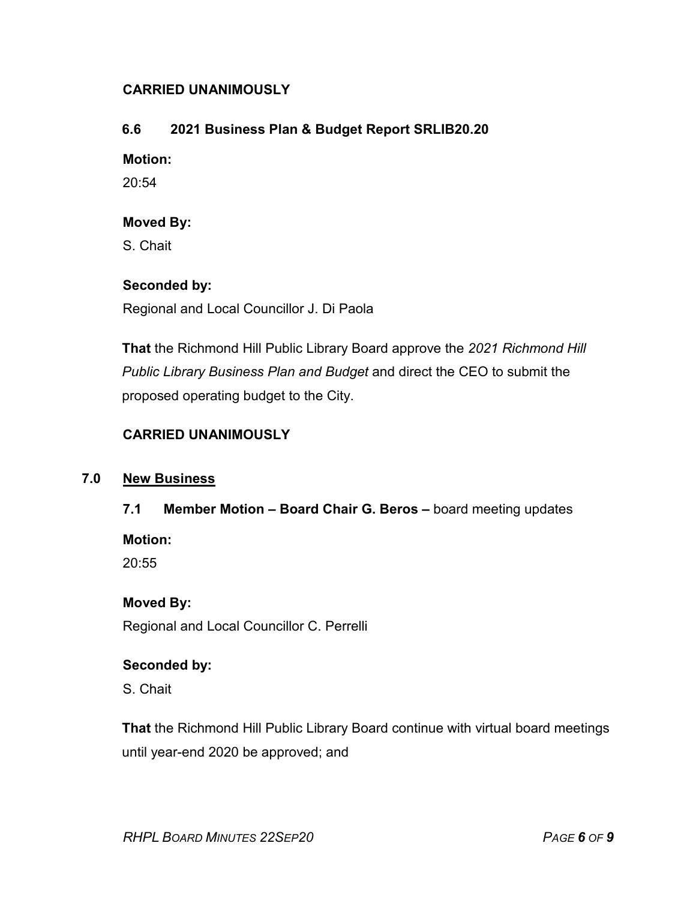**CARRIED UNANIMOUSLY**

### 6.6 2021 Business Plan & Budget Report SRLIB20.20

**Motion:**

20:54

**Moved By:**

S. Chait

**Seconded by:**

Regional and Local Councillor J. Di Paola

**That** the Richmond Hill Public Library Board approve the *2021 Richmond Hill Public Library Business Plan and Budget* and direct the CEO to submit the proposed operating budget to the City.

**CARRIED UNANIMOUSLY**

## 7.0 New Business

### 7.1 Member Motion – Board Chair G. Beros – board meeting updates

**Motion:**

20:55

**Moved By:**

Regional and Local Councillor C. Perrelli

**Seconded by:**

S. Chait

**That** the Richmond Hill Public Library Board continue with virtual board meetings until year-end 2020 be approved; and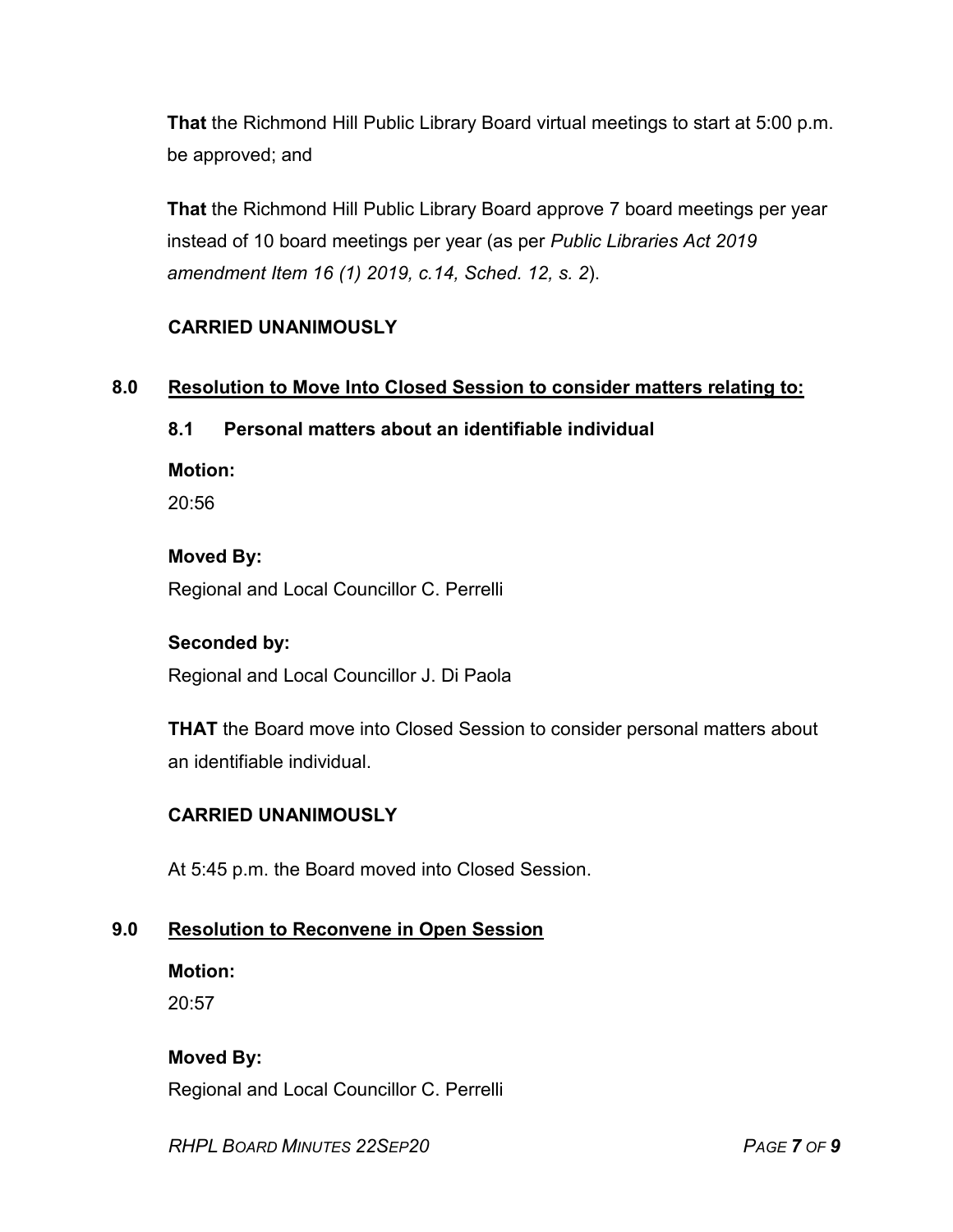**That** the Richmond Hill Public Library Board virtual meetings to start at 5:00 p.m. be approved; and

**That** the Richmond Hill Public Library Board approve 7 board meetings per year instead of 10 board meetings per year (as per *Public Libraries Act 2019 amendment Item 16 (1) 2019, c.14, Sched. 12, s. 2*).

**CARRIED UNANIMOUSLY**

## 8.0 Resolution to Move Into Closed Session to consider matters relating to:

### 8.1 Personal matters about an identifiable individual

**Motion:**

20:56

**Moved By:**

Regional and Local Councillor C. Perrelli

**Seconded by:**

Regional and Local Councillor J. Di Paola

**THAT** the Board move into Closed Session to consider personal matters about an identifiable individual.

**CARRIED UNANIMOUSLY**

At 5:45 p.m. the Board moved into Closed Session.

## 9.0 Resolution to Reconvene in Open Session

**Motion:**

20:57

**Moved By:**

Regional and Local Councillor C. Perrelli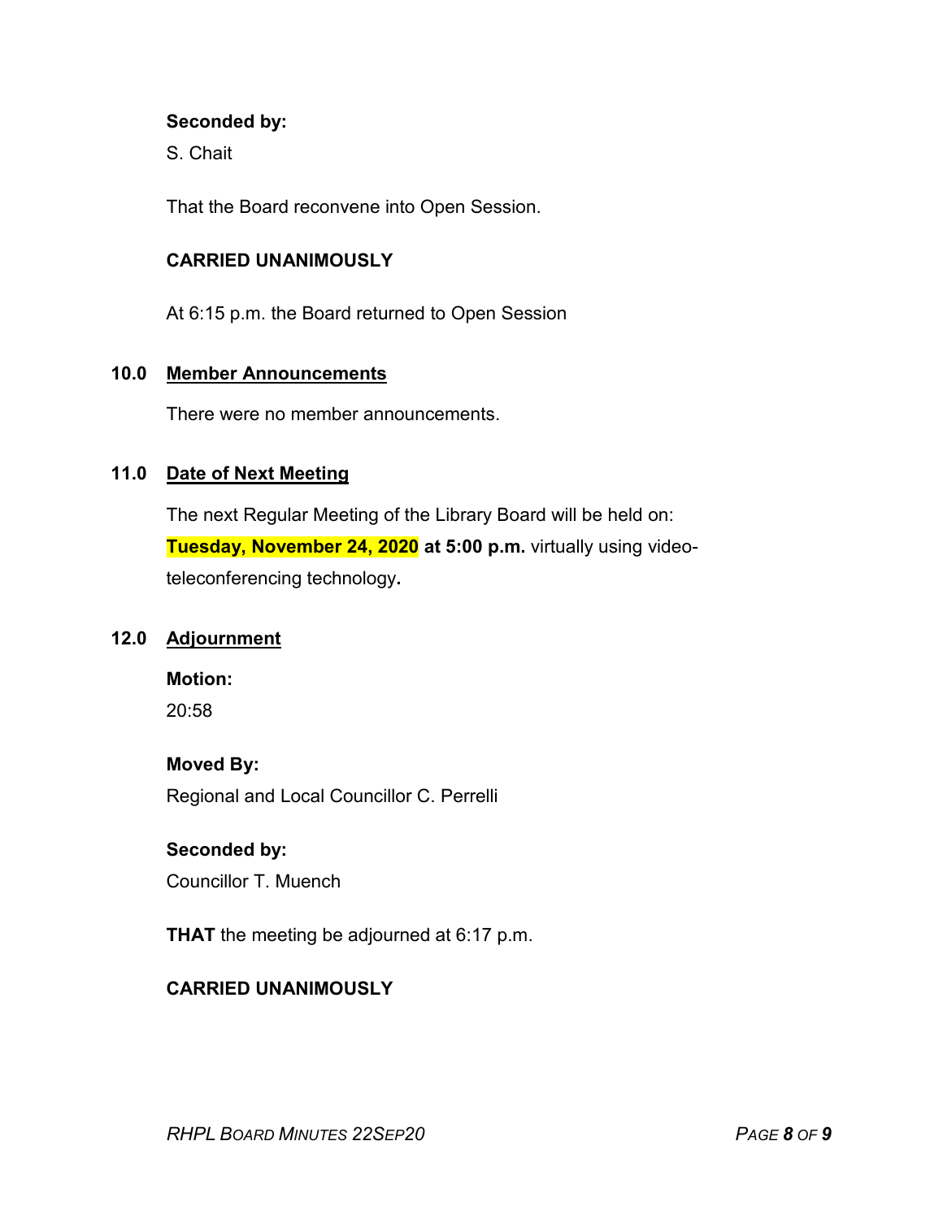**Seconded by:**

S. Chait

That the Board reconvene into Open Session.

**CARRIED UNANIMOUSLY**

At 6:15 p.m. the Board returned to Open Session

## 10.0 Member Announcements

There were no member announcements.

## 11.0 Date of Next Meeting

The next Regular Meeting of the Library Board will be held on: **Tuesday, November 24, 2020 at 5:00 p.m.** virtually using video-teleconferencing technology**.**

## 12.0 Adjournment

**Motion:**

20:58

**Moved By:**

Regional and Local Councillor C. Perrelli

**Seconded by:**

Councillor T. Muench

**THAT** the meeting be adjourned at 6:17 p.m.

**CARRIED UNANIMOUSLY**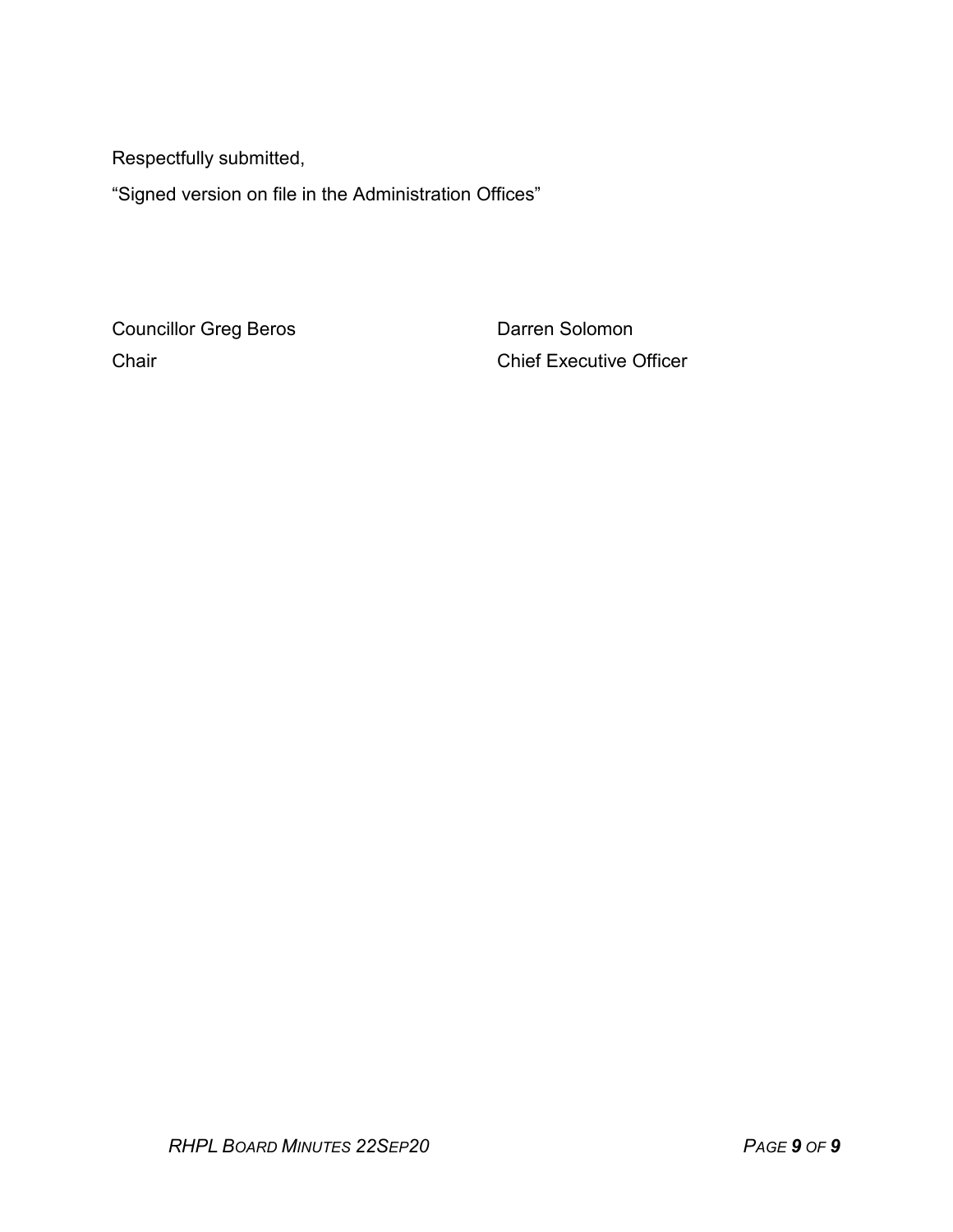Respectfully submitted,

“Signed version on file in the Administration Offices”

| | |
|---|---|
| Councillor Greg Beros | Darren Solomon |
| Chair | Chief Executive Officer |